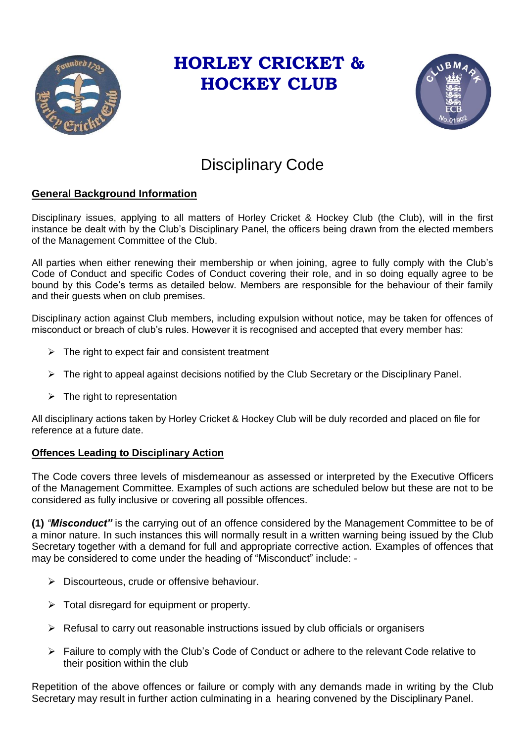# HORLEY CRICKET & HOCKEY CLUB

## Disciplinary Code

### General Background Information

Disciplinary issues, applying to all matters of Horley Cricket & Hockey Club (the Club), will in the first instance be dealt with by the Club's Disciplinary Panel, the officers being drawn from the elected members of the Management Committee of the Club.

All parties when either renewing their membership or when joining, agree to fully comply with the Club's Code of Conduct and specific Codes of Conduct covering their role, and in so doing equally agree to be bound by this Code's terms as detailed below. Members are responsible for the behaviour of their family and their guests when on club premises.

Disciplinary action against Club members, including expulsion without notice, may be taken for offences of misconduct or breach of club's rules. However it is recognised and accepted that every member has:

- The right to expect fair and consistent treatment
- The right to appeal against decisions notified by the Club Secretary or the Disciplinary Panel.
- The right to representation

All disciplinary actions taken by Horley Cricket & Hockey Club will be duly recorded and placed on file for reference at a future date.

### Offences Leading to Disciplinary Action

The Code covers three levels of misdemeanour as assessed or interpreted by the Executive Officers of the Management Committee. Examples of such actions are scheduled below but these are not to be considered as fully inclusive or covering all possible offences.

**(1)** ***"Misconduct"*** is the carrying out of an offence considered by the Management Committee to be of a minor nature. In such instances this will normally result in a written warning being issued by the Club Secretary together with a demand for full and appropriate corrective action. Examples of offences that may be considered to come under the heading of "Misconduct" include: -

- Discourteous, crude or offensive behaviour.
- Total disregard for equipment or property.
- Refusal to carry out reasonable instructions issued by club officials or organisers
- Failure to comply with the Club's Code of Conduct or adhere to the relevant Code relative to their position within the club

Repetition of the above offences or failure or comply with any demands made in writing by the Club Secretary may result in further action culminating in a hearing convened by the Disciplinary Panel.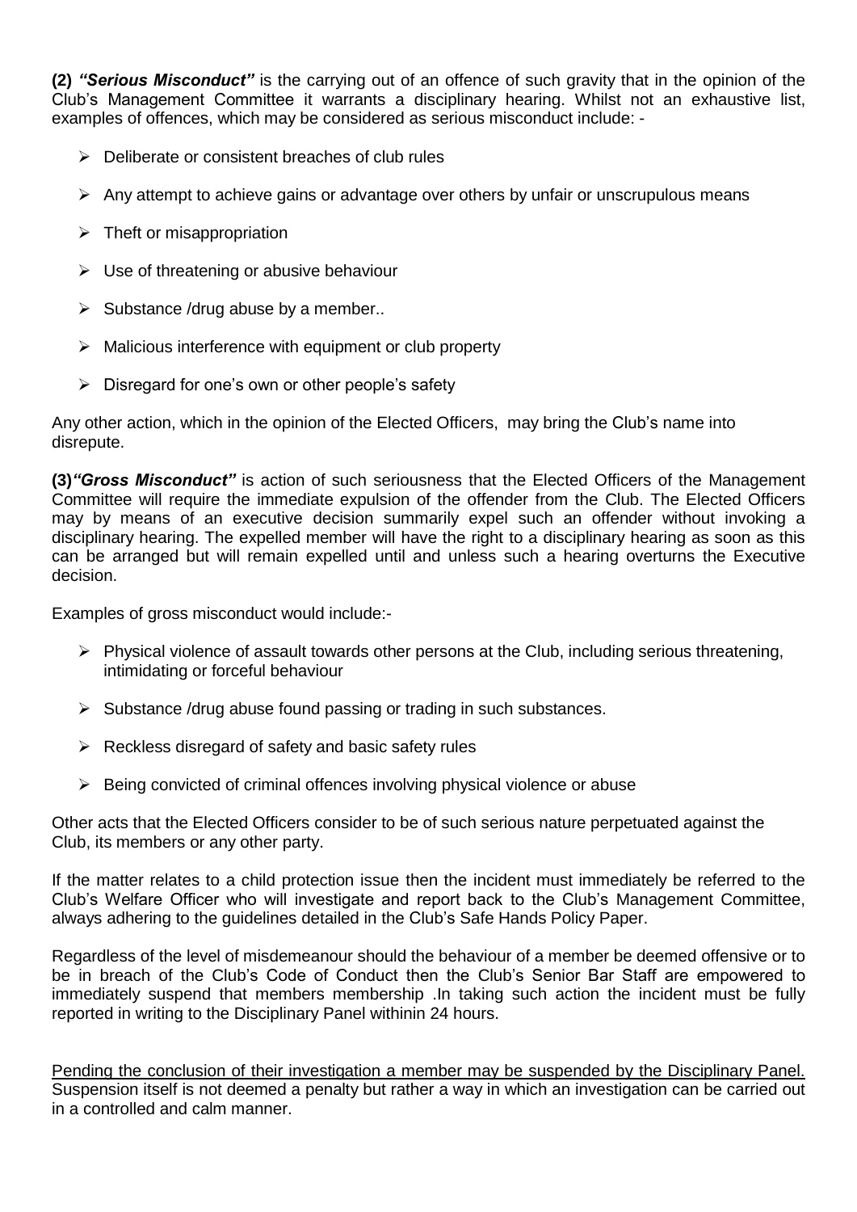**(2)** ***"Serious Misconduct"*** is the carrying out of an offence of such gravity that in the opinion of the Club's Management Committee it warrants a disciplinary hearing. Whilst not an exhaustive list, examples of offences, which may be considered as serious misconduct include: -

- Deliberate or consistent breaches of club rules
- Any attempt to achieve gains or advantage over others by unfair or unscrupulous means
- Theft or misappropriation
- Use of threatening or abusive behaviour
- Substance /drug abuse by a member..
- Malicious interference with equipment or club property
- Disregard for one's own or other people's safety

Any other action, which in the opinion of the Elected Officers, may bring the Club's name into disrepute.

**(3)*****"Gross Misconduct"*** is action of such seriousness that the Elected Officers of the Management Committee will require the immediate expulsion of the offender from the Club. The Elected Officers may by means of an executive decision summarily expel such an offender without invoking a disciplinary hearing. The expelled member will have the right to a disciplinary hearing as soon as this can be arranged but will remain expelled until and unless such a hearing overturns the Executive decision.

Examples of gross misconduct would include:-

- Physical violence of assault towards other persons at the Club, including serious threatening, intimidating or forceful behaviour
- Substance /drug abuse found passing or trading in such substances.
- Reckless disregard of safety and basic safety rules
- Being convicted of criminal offences involving physical violence or abuse

Other acts that the Elected Officers consider to be of such serious nature perpetuated against the Club, its members or any other party.

If the matter relates to a child protection issue then the incident must immediately be referred to the Club's Welfare Officer who will investigate and report back to the Club's Management Committee, always adhering to the guidelines detailed in the Club's Safe Hands Policy Paper.

Regardless of the level of misdemeanour should the behaviour of a member be deemed offensive or to be in breach of the Club's Code of Conduct then the Club's Senior Bar Staff are empowered to immediately suspend that members membership .In taking such action the incident must be fully reported in writing to the Disciplinary Panel withinin 24 hours.

<u>Pending the conclusion of their investigation a member may be suspended by the Disciplinary Panel.</u> Suspension itself is not deemed a penalty but rather a way in which an investigation can be carried out in a controlled and calm manner.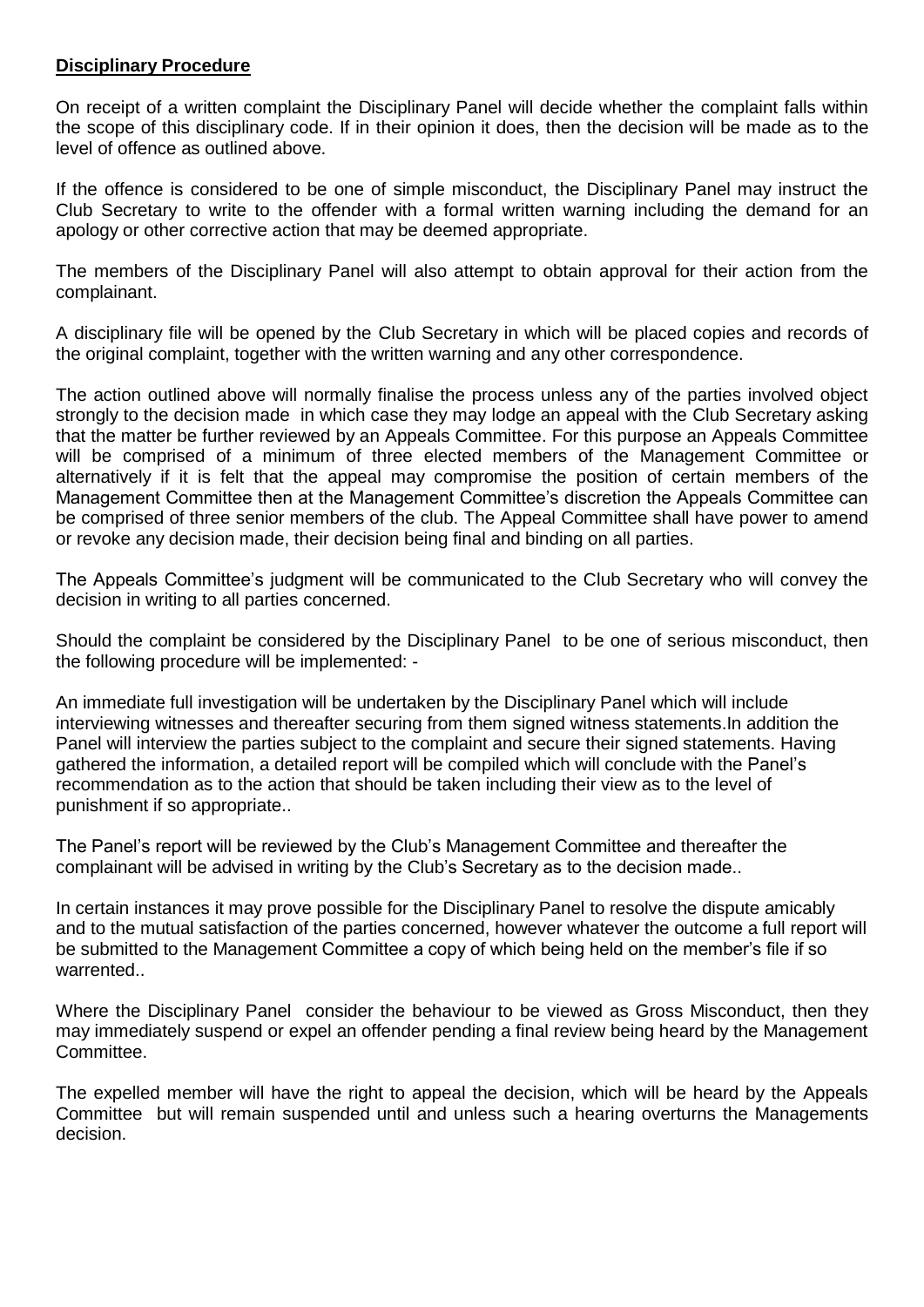**Disciplinary Procedure**

On receipt of a written complaint the Disciplinary Panel will decide whether the complaint falls within the scope of this disciplinary code. If in their opinion it does, then the decision will be made as to the level of offence as outlined above.

If the offence is considered to be one of simple misconduct, the Disciplinary Panel may instruct the Club Secretary to write to the offender with a formal written warning including the demand for an apology or other corrective action that may be deemed appropriate.

The members of the Disciplinary Panel will also attempt to obtain approval for their action from the complainant.

A disciplinary file will be opened by the Club Secretary in which will be placed copies and records of the original complaint, together with the written warning and any other correspondence.

The action outlined above will normally finalise the process unless any of the parties involved object strongly to the decision made in which case they may lodge an appeal with the Club Secretary asking that the matter be further reviewed by an Appeals Committee. For this purpose an Appeals Committee will be comprised of a minimum of three elected members of the Management Committee or alternatively if it is felt that the appeal may compromise the position of certain members of the Management Committee then at the Management Committee's discretion the Appeals Committee can be comprised of three senior members of the club. The Appeal Committee shall have power to amend or revoke any decision made, their decision being final and binding on all parties.

The Appeals Committee's judgment will be communicated to the Club Secretary who will convey the decision in writing to all parties concerned.

Should the complaint be considered by the Disciplinary Panel to be one of serious misconduct, then the following procedure will be implemented: -

An immediate full investigation will be undertaken by the Disciplinary Panel which will include interviewing witnesses and thereafter securing from them signed witness statements.In addition the Panel will interview the parties subject to the complaint and secure their signed statements. Having gathered the information, a detailed report will be compiled which will conclude with the Panel's recommendation as to the action that should be taken including their view as to the level of punishment if so appropriate..

The Panel's report will be reviewed by the Club's Management Committee and thereafter the complainant will be advised in writing by the Club's Secretary as to the decision made..

In certain instances it may prove possible for the Disciplinary Panel to resolve the dispute amicably and to the mutual satisfaction of the parties concerned, however whatever the outcome a full report will be submitted to the Management Committee a copy of which being held on the member's file if so warrented..

Where the Disciplinary Panel consider the behaviour to be viewed as Gross Misconduct, then they may immediately suspend or expel an offender pending a final review being heard by the Management Committee.

The expelled member will have the right to appeal the decision, which will be heard by the Appeals Committee but will remain suspended until and unless such a hearing overturns the Managements decision.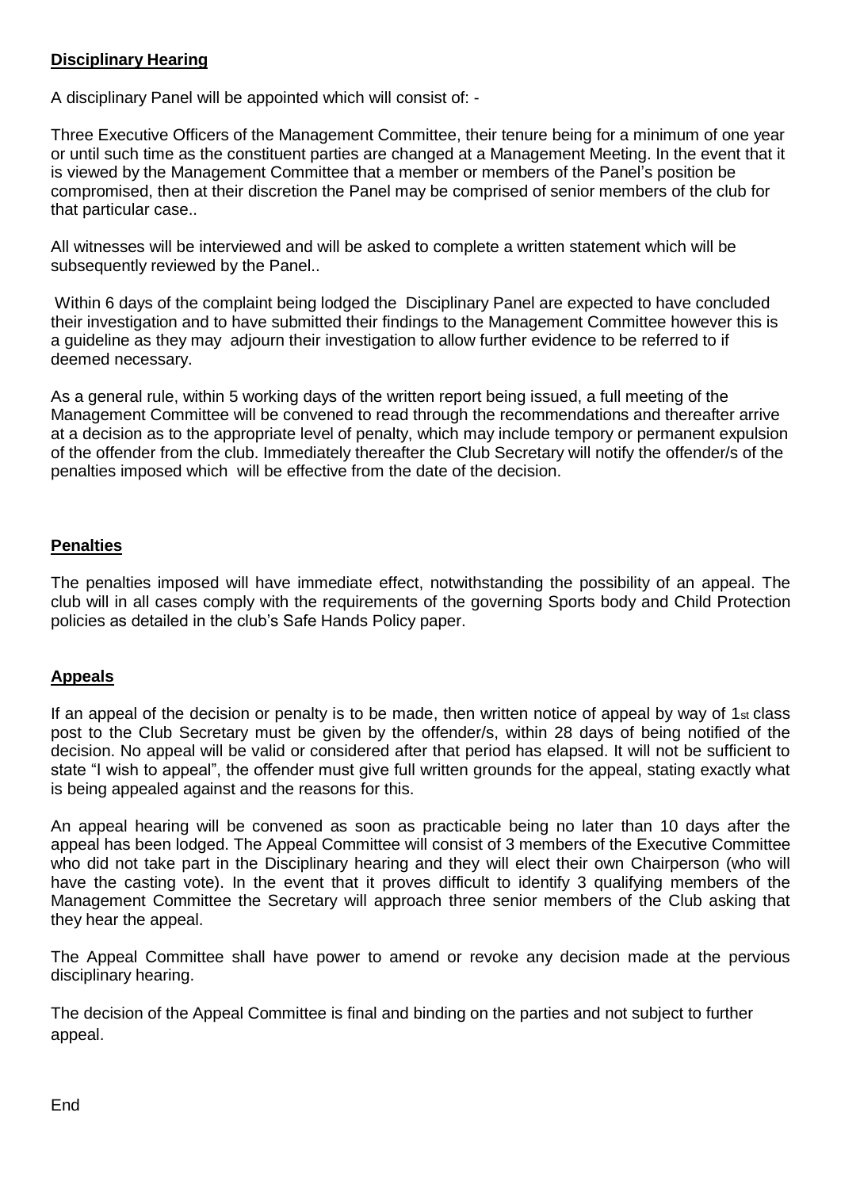**Disciplinary Hearing**

A disciplinary Panel will be appointed which will consist of: -

Three Executive Officers of the Management Committee, their tenure being for a minimum of one year or until such time as the constituent parties are changed at a Management Meeting. In the event that it is viewed by the Management Committee that a member or members of the Panel's position be compromised, then at their discretion the Panel may be comprised of senior members of the club for that particular case..

All witnesses will be interviewed and will be asked to complete a written statement which will be subsequently reviewed by the Panel..

Within 6 days of the complaint being lodged the Disciplinary Panel are expected to have concluded their investigation and to have submitted their findings to the Management Committee however this is a guideline as they may adjourn their investigation to allow further evidence to be referred to if deemed necessary.

As a general rule, within 5 working days of the written report being issued, a full meeting of the Management Committee will be convened to read through the recommendations and thereafter arrive at a decision as to the appropriate level of penalty, which may include tempory or permanent expulsion of the offender from the club. Immediately thereafter the Club Secretary will notify the offender/s of the penalties imposed which will be effective from the date of the decision.

**Penalties**

The penalties imposed will have immediate effect, notwithstanding the possibility of an appeal. The club will in all cases comply with the requirements of the governing Sports body and Child Protection policies as detailed in the club's Safe Hands Policy paper.

**Appeals**

If an appeal of the decision or penalty is to be made, then written notice of appeal by way of 1st class post to the Club Secretary must be given by the offender/s, within 28 days of being notified of the decision. No appeal will be valid or considered after that period has elapsed. It will not be sufficient to state "I wish to appeal", the offender must give full written grounds for the appeal, stating exactly what is being appealed against and the reasons for this.

An appeal hearing will be convened as soon as practicable being no later than 10 days after the appeal has been lodged. The Appeal Committee will consist of 3 members of the Executive Committee who did not take part in the Disciplinary hearing and they will elect their own Chairperson (who will have the casting vote). In the event that it proves difficult to identify 3 qualifying members of the Management Committee the Secretary will approach three senior members of the Club asking that they hear the appeal.

The Appeal Committee shall have power to amend or revoke any decision made at the pervious disciplinary hearing.

The decision of the Appeal Committee is final and binding on the parties and not subject to further appeal.

End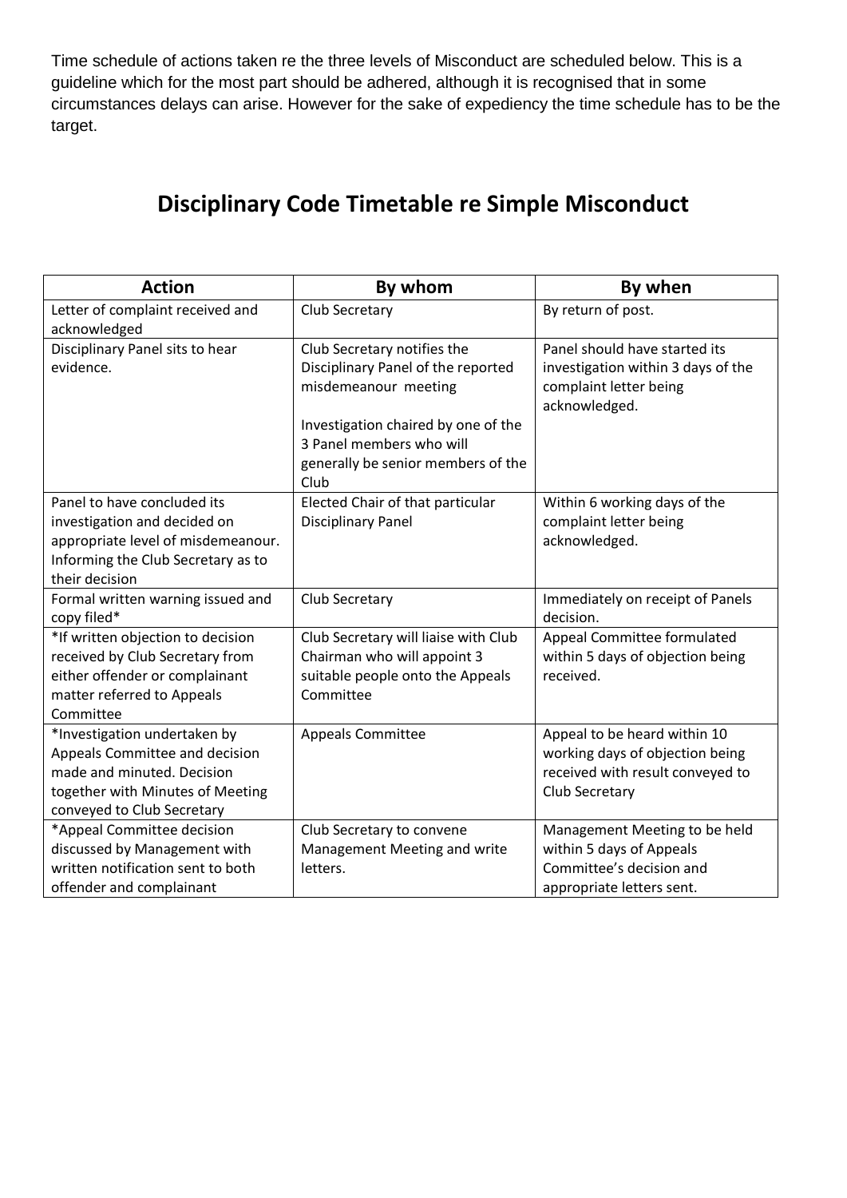Time schedule of actions taken re the three levels of Misconduct are scheduled below. This is a guideline which for the most part should be adhered, although it is recognised that in some circumstances delays can arise. However for the sake of expediency the time schedule has to be the target.

## Disciplinary Code Timetable re Simple Misconduct

| Action | By whom | By when |
|---|---|---|
| Letter of complaint received and acknowledged | Club Secretary | By return of post. |
| Disciplinary Panel sits to hear evidence. | Club Secretary notifies the Disciplinary Panel of the reported misdemeanour meeting<br><br>Investigation chaired by one of the 3 Panel members who will generally be senior members of the Club | Panel should have started its investigation within 3 days of the complaint letter being acknowledged. |
| Panel to have concluded its investigation and decided on appropriate level of misdemeanour. Informing the Club Secretary as to their decision | Elected Chair of that particular Disciplinary Panel | Within 6 working days of the complaint letter being acknowledged. |
| Formal written warning issued and copy filed* | Club Secretary | Immediately on receipt of Panels decision. |
| *If written objection to decision received by Club Secretary from either offender or complainant matter referred to Appeals Committee | Club Secretary will liaise with Club Chairman who will appoint 3 suitable people onto the Appeals Committee | Appeal Committee formulated within 5 days of objection being received. |
| *Investigation undertaken by Appeals Committee and decision made and minuted. Decision together with Minutes of Meeting conveyed to Club Secretary | Appeals Committee | Appeal to be heard within 10 working days of objection being received with result conveyed to Club Secretary |
| *Appeal Committee decision discussed by Management with written notification sent to both offender and complainant | Club Secretary to convene Management Meeting and write letters. | Management Meeting to be held within 5 days of Appeals Committee's decision and appropriate letters sent. |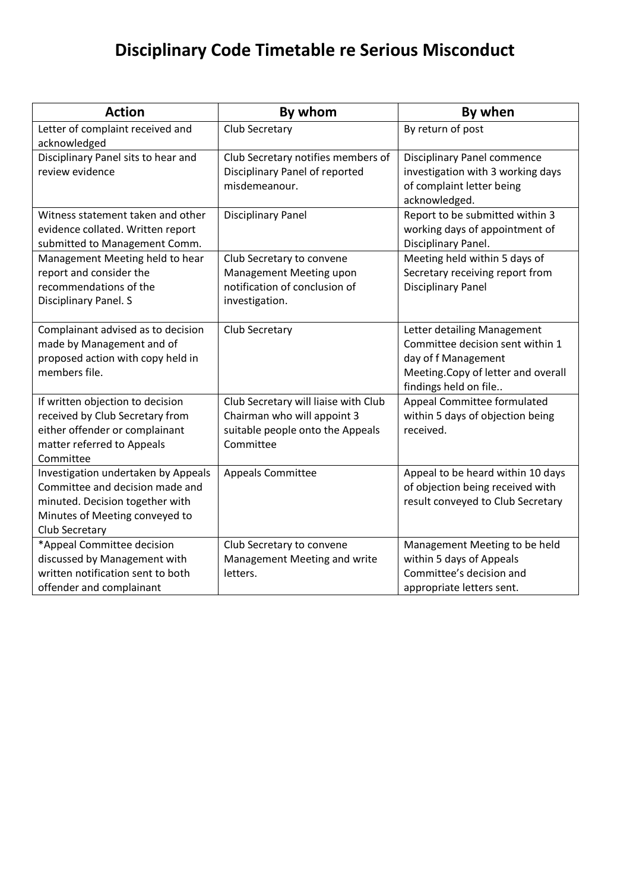# Disciplinary Code Timetable re Serious Misconduct

| Action | By whom | By when |
|---|---|---|
| Letter of complaint received and acknowledged | Club Secretary | By return of post |
| Disciplinary Panel sits to hear and review evidence | Club Secretary notifies members of Disciplinary Panel of reported misdemeanour. | Disciplinary Panel commence investigation with 3 working days of complaint letter being acknowledged. |
| Witness statement taken and other evidence collated. Written report submitted to Management Comm. | Disciplinary Panel | Report to be submitted within 3 working days of appointment of Disciplinary Panel. |
| Management Meeting held to hear report and consider the recommendations of the Disciplinary Panel. S | Club Secretary to convene Management Meeting upon notification of conclusion of investigation. | Meeting held within 5 days of Secretary receiving report from Disciplinary Panel |
| Complainant advised as to decision made by Management and of proposed action with copy held in members file. | Club Secretary | Letter detailing Management Committee decision sent within 1 day of f Management Meeting.Copy of letter and overall findings held on file.. |
| If written objection to decision received by Club Secretary from either offender or complainant matter referred to Appeals Committee | Club Secretary will liaise with Club Chairman who will appoint 3 suitable people onto the Appeals Committee | Appeal Committee formulated within 5 days of objection being received. |
| Investigation undertaken by Appeals Committee and decision made and minuted. Decision together with Minutes of Meeting conveyed to Club Secretary | Appeals Committee | Appeal to be heard within 10 days of objection being received with result conveyed to Club Secretary |
| *Appeal Committee decision discussed by Management with written notification sent to both offender and complainant | Club Secretary to convene Management Meeting and write letters. | Management Meeting to be held within 5 days of Appeals Committee's decision and appropriate letters sent. |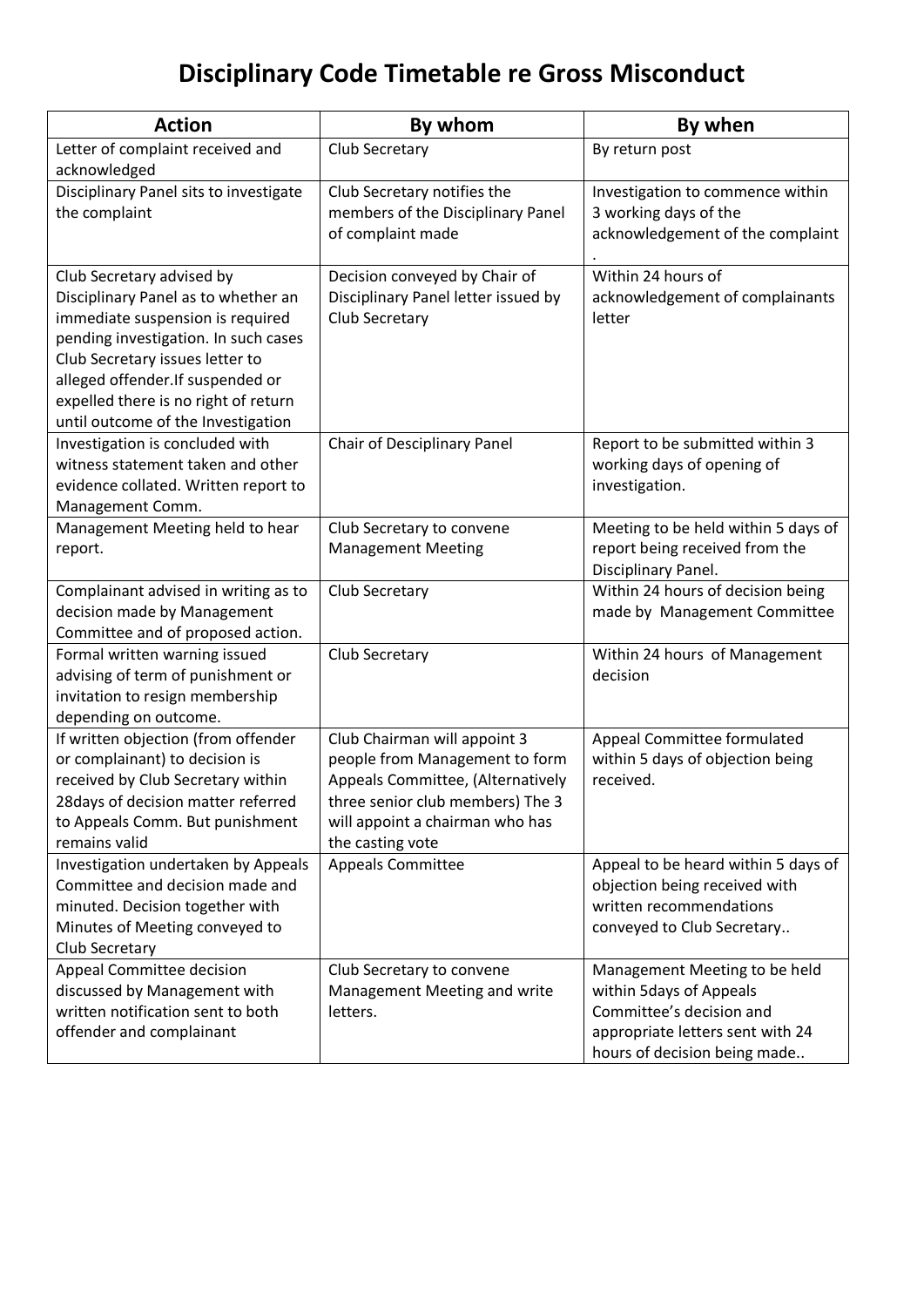# Disciplinary Code Timetable re Gross Misconduct

| Action | By whom | By when |
|---|---|---|
| Letter of complaint received and acknowledged | Club Secretary | By return post |
| Disciplinary Panel sits to investigate the complaint | Club Secretary notifies the members of the Disciplinary Panel of complaint made | Investigation to commence within 3 working days of the acknowledgement of the complaint . |
| Club Secretary advised by Disciplinary Panel as to whether an immediate suspension is required pending investigation. In such cases Club Secretary issues letter to alleged offender.If suspended or expelled there is no right of return until outcome of the Investigation | Decision conveyed by Chair of Disciplinary Panel letter issued by Club Secretary | Within 24 hours of acknowledgement of complainants letter |
| Investigation is concluded with witness statement taken and other evidence collated. Written report to Management Comm. | Chair of Desciplinary Panel | Report to be submitted within 3 working days of opening of investigation. |
| Management Meeting held to hear report. | Club Secretary to convene Management Meeting | Meeting to be held within 5 days of report being received from the Disciplinary Panel. |
| Complainant advised in writing as to decision made by Management Committee and of proposed action. | Club Secretary | Within 24 hours of decision being made by Management Committee |
| Formal written warning issued advising of term of punishment or invitation to resign membership depending on outcome. | Club Secretary | Within 24 hours of Management decision |
| If written objection (from offender or complainant) to decision is received by Club Secretary within 28days of decision matter referred to Appeals Comm. But punishment remains valid | Club Chairman will appoint 3 people from Management to form Appeals Committee, (Alternatively three senior club members) The 3 will appoint a chairman who has the casting vote | Appeal Committee formulated within 5 days of objection being received. |
| Investigation undertaken by Appeals Committee and decision made and minuted. Decision together with Minutes of Meeting conveyed to Club Secretary | Appeals Committee | Appeal to be heard within 5 days of objection being received with written recommendations conveyed to Club Secretary.. |
| Appeal Committee decision discussed by Management with written notification sent to both offender and complainant | Club Secretary to convene Management Meeting and write letters. | Management Meeting to be held within 5days of Appeals Committee's decision and appropriate letters sent with 24 hours of decision being made.. |